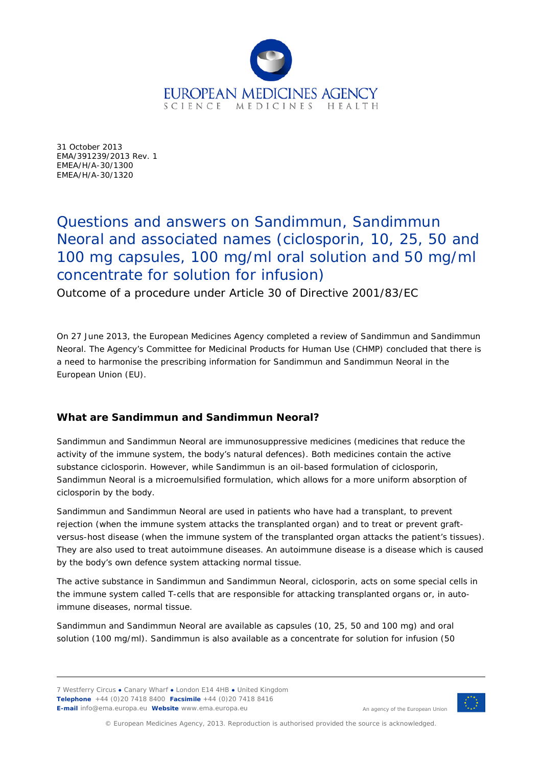31 October 2013
EMA/391239/2013 Rev. 1
EMEA/H/A-30/1300
EMEA/H/A-30/1320

# Questions and answers on Sandimmun, Sandimmun Neoral and associated names (ciclosporin, 10, 25, 50 and 100 mg capsules, 100 mg/ml oral solution and 50 mg/ml concentrate for solution for infusion)

Outcome of a procedure under Article 30 of Directive 2001/83/EC

On 27 June 2013, the European Medicines Agency completed a review of Sandimmun and Sandimmun Neoral. The Agency's Committee for Medicinal Products for Human Use (CHMP) concluded that there is a need to harmonise the prescribing information for Sandimmun and Sandimmun Neoral in the European Union (EU).

## What are Sandimmun and Sandimmun Neoral?

Sandimmun and Sandimmun Neoral are immunosuppressive medicines (medicines that reduce the activity of the immune system, the body's natural defences). Both medicines contain the active substance ciclosporin. However, while Sandimmun is an oil-based formulation of ciclosporin, Sandimmun Neoral is a microemulsified formulation, which allows for a more uniform absorption of ciclosporin by the body.

Sandimmun and Sandimmun Neoral are used in patients who have had a transplant, to prevent rejection (when the immune system attacks the transplanted organ) and to treat or prevent graft-versus-host disease (when the immune system of the transplanted organ attacks the patient's tissues). They are also used to treat autoimmune diseases. An autoimmune disease is a disease which is caused by the body's own defence system attacking normal tissue.

The active substance in Sandimmun and Sandimmun Neoral, ciclosporin, acts on some special cells in the immune system called T-cells that are responsible for attacking transplanted organs or, in auto-immune diseases, normal tissue.

Sandimmun and Sandimmun Neoral are available as capsules (10, 25, 50 and 100 mg) and oral solution (100 mg/ml). Sandimmun is also available as a concentrate for solution for infusion (50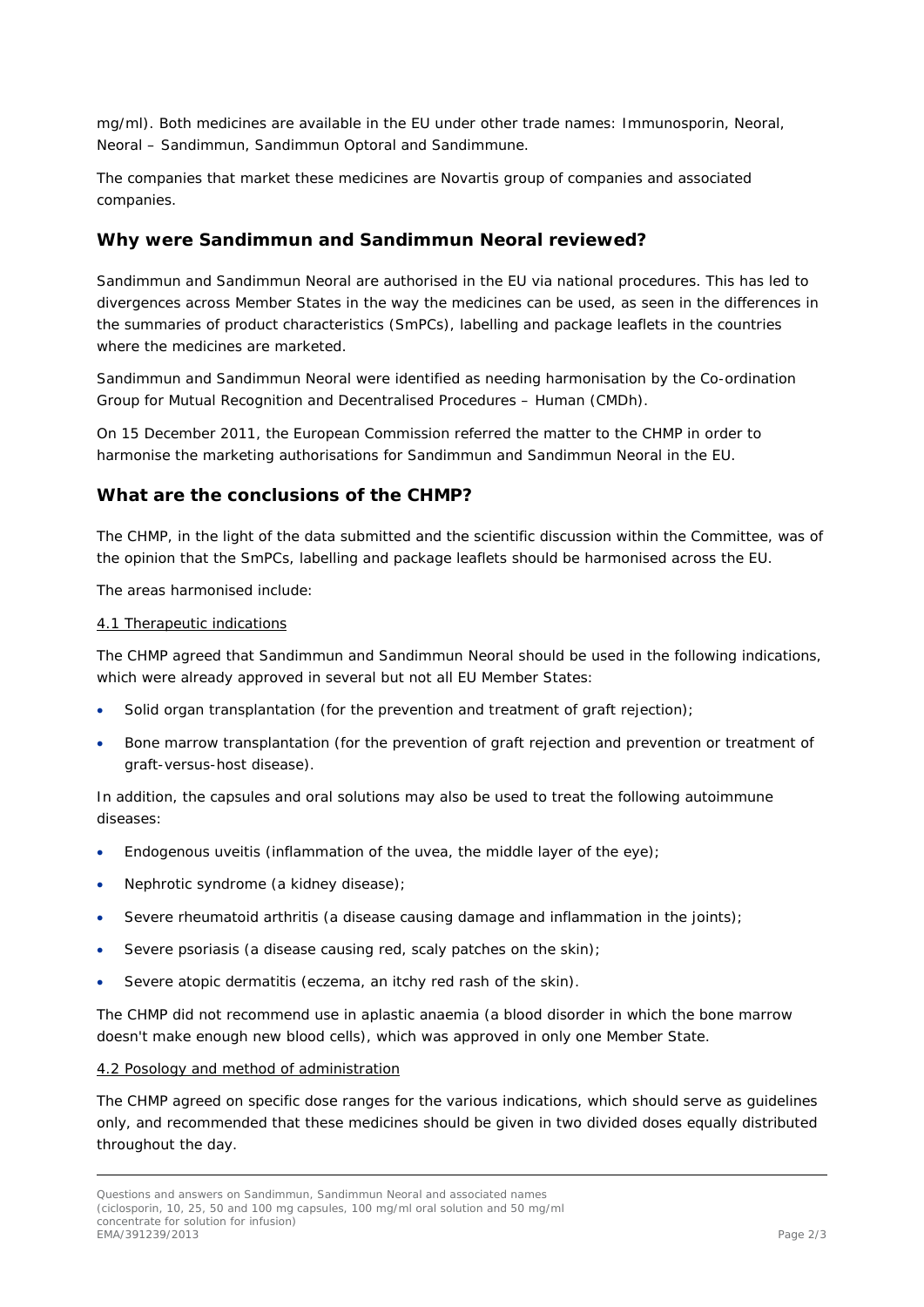mg/ml). Both medicines are available in the EU under other trade names: Immunosporin, Neoral, Neoral – Sandimmun, Sandimmun Optoral and Sandimmune.

The companies that market these medicines are Novartis group of companies and associated companies.

## Why were Sandimmun and Sandimmun Neoral reviewed?

Sandimmun and Sandimmun Neoral are authorised in the EU via national procedures. This has led to divergences across Member States in the way the medicines can be used, as seen in the differences in the summaries of product characteristics (SmPCs), labelling and package leaflets in the countries where the medicines are marketed.

Sandimmun and Sandimmun Neoral were identified as needing harmonisation by the Co-ordination Group for Mutual Recognition and Decentralised Procedures – Human (CMDh).

On 15 December 2011, the European Commission referred the matter to the CHMP in order to harmonise the marketing authorisations for Sandimmun and Sandimmun Neoral in the EU.

## What are the conclusions of the CHMP?

The CHMP, in the light of the data submitted and the scientific discussion within the Committee, was of the opinion that the SmPCs, labelling and package leaflets should be harmonised across the EU.

The areas harmonised include:

4.1 Therapeutic indications

The CHMP agreed that Sandimmun and Sandimmun Neoral should be used in the following indications, which were already approved in several but not all EU Member States:

- Solid organ transplantation (for the prevention and treatment of graft rejection);
- Bone marrow transplantation (for the prevention of graft rejection and prevention or treatment of graft-versus-host disease).

In addition, the capsules and oral solutions may also be used to treat the following autoimmune diseases:

- Endogenous uveitis (inflammation of the uvea, the middle layer of the eye);
- Nephrotic syndrome (a kidney disease);
- Severe rheumatoid arthritis (a disease causing damage and inflammation in the joints);
- Severe psoriasis (a disease causing red, scaly patches on the skin);
- Severe atopic dermatitis (eczema, an itchy red rash of the skin).

The CHMP did not recommend use in aplastic anaemia (a blood disorder in which the bone marrow doesn't make enough new blood cells), which was approved in only one Member State.

4.2 Posology and method of administration

The CHMP agreed on specific dose ranges for the various indications, which should serve as guidelines only, and recommended that these medicines should be given in two divided doses equally distributed throughout the day.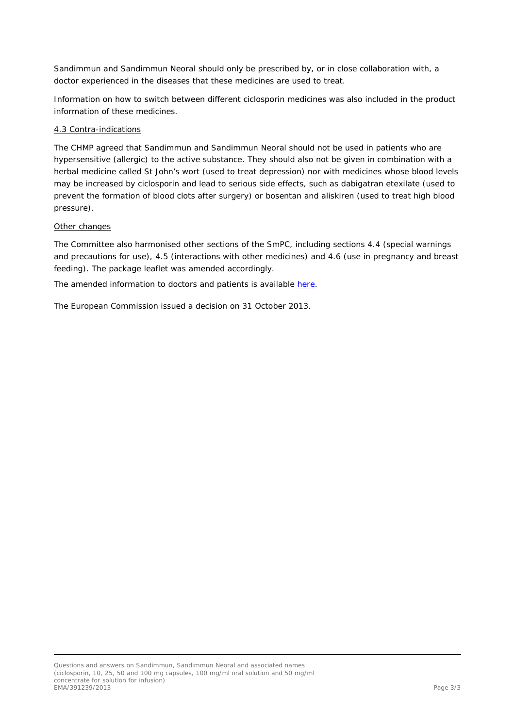Sandimmun and Sandimmun Neoral should only be prescribed by, or in close collaboration with, a doctor experienced in the diseases that these medicines are used to treat.

Information on how to switch between different ciclosporin medicines was also included in the product information of these medicines.

4.3 Contra-indications

The CHMP agreed that Sandimmun and Sandimmun Neoral should not be used in patients who are hypersensitive (allergic) to the active substance. They should also not be given in combination with a herbal medicine called St John's wort (used to treat depression) nor with medicines whose blood levels may be increased by ciclosporin and lead to serious side effects, such as dabigatran etexilate (used to prevent the formation of blood clots after surgery) or bosentan and aliskiren (used to treat high blood pressure).

Other changes

The Committee also harmonised other sections of the SmPC, including sections 4.4 (special warnings and precautions for use), 4.5 (interactions with other medicines) and 4.6 (use in pregnancy and breast feeding). The package leaflet was amended accordingly.

The amended information to doctors and patients is available here.

The European Commission issued a decision on 31 October 2013.